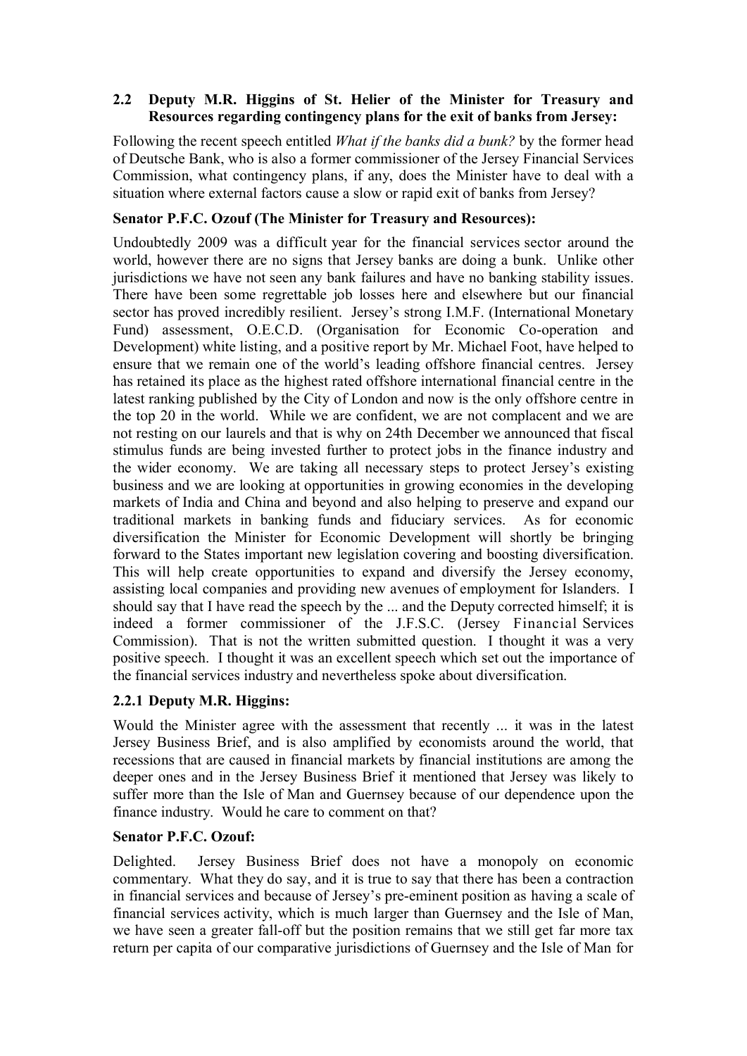### 2.2 Deputy M.R. Higgins of St. Helier of the Minister for Treasury and Resources regarding contingency plans for the exit of banks from Jersey:

Following the recent speech entitled *What if the banks did a bunk?* by the former head of Deutsche Bank, who is also a former commissioner of the Jersey Financial Services Commission, what contingency plans, if any, does the Minister have to deal with a situation where external factors cause a slow or rapid exit of banks from Jersey?

**Senator P.F.C. Ozouf (The Minister for Treasury and Resources):**

Undoubtedly 2009 was a difficult year for the financial services sector around the world, however there are no signs that Jersey banks are doing a bunk. Unlike other jurisdictions we have not seen any bank failures and have no banking stability issues. There have been some regrettable job losses here and elsewhere but our financial sector has proved incredibly resilient. Jersey's strong I.M.F. (International Monetary Fund) assessment, O.E.C.D. (Organisation for Economic Co-operation and Development) white listing, and a positive report by Mr. Michael Foot, have helped to ensure that we remain one of the world's leading offshore financial centres. Jersey has retained its place as the highest rated offshore international financial centre in the latest ranking published by the City of London and now is the only offshore centre in the top 20 in the world. While we are confident, we are not complacent and we are not resting on our laurels and that is why on 24th December we announced that fiscal stimulus funds are being invested further to protect jobs in the finance industry and the wider economy. We are taking all necessary steps to protect Jersey's existing business and we are looking at opportunities in growing economies in the developing markets of India and China and beyond and also helping to preserve and expand our traditional markets in banking funds and fiduciary services. As for economic diversification the Minister for Economic Development will shortly be bringing forward to the States important new legislation covering and boosting diversification. This will help create opportunities to expand and diversify the Jersey economy, assisting local companies and providing new avenues of employment for Islanders. I should say that I have read the speech by the ... and the Deputy corrected himself; it is indeed a former commissioner of the J.F.S.C. (Jersey Financial Services Commission). That is not the written submitted question. I thought it was a very positive speech. I thought it was an excellent speech which set out the importance of the financial services industry and nevertheless spoke about diversification.

### 2.2.1 Deputy M.R. Higgins:

Would the Minister agree with the assessment that recently ... it was in the latest Jersey Business Brief, and is also amplified by economists around the world, that recessions that are caused in financial markets by financial institutions are among the deeper ones and in the Jersey Business Brief it mentioned that Jersey was likely to suffer more than the Isle of Man and Guernsey because of our dependence upon the finance industry. Would he care to comment on that?

**Senator P.F.C. Ozouf:**

Delighted. Jersey Business Brief does not have a monopoly on economic commentary. What they do say, and it is true to say that there has been a contraction in financial services and because of Jersey's pre-eminent position as having a scale of financial services activity, which is much larger than Guernsey and the Isle of Man, we have seen a greater fall-off but the position remains that we still get far more tax return per capita of our comparative jurisdictions of Guernsey and the Isle of Man for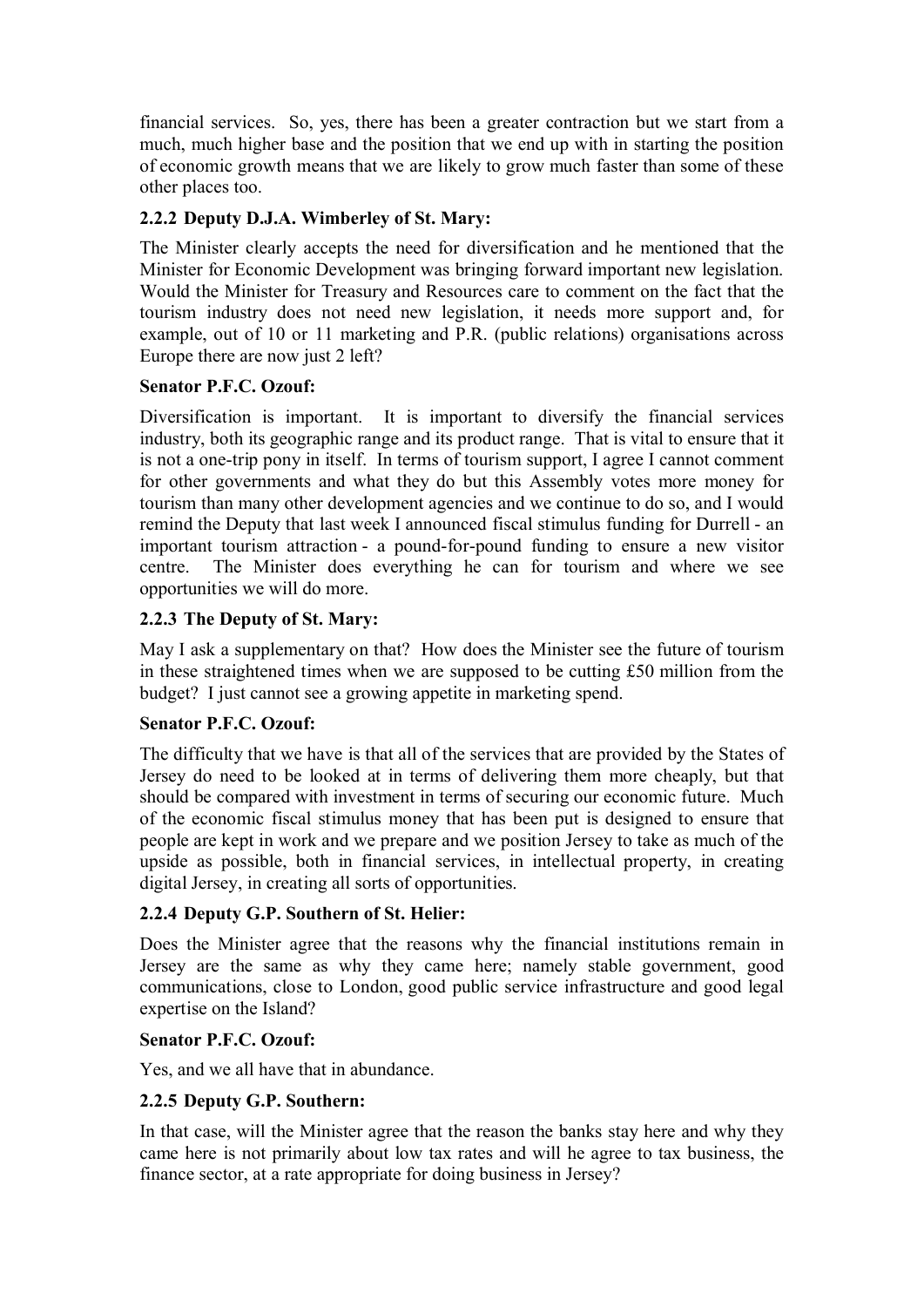financial services. So, yes, there has been a greater contraction but we start from a much, much higher base and the position that we end up with in starting the position of economic growth means that we are likely to grow much faster than some of these other places too.

### 2.2.2 Deputy D.J.A. Wimberley of St. Mary:

The Minister clearly accepts the need for diversification and he mentioned that the Minister for Economic Development was bringing forward important new legislation. Would the Minister for Treasury and Resources care to comment on the fact that the tourism industry does not need new legislation, it needs more support and, for example, out of 10 or 11 marketing and P.R. (public relations) organisations across Europe there are now just 2 left?

### Senator P.F.C. Ozouf:

Diversification is important. It is important to diversify the financial services industry, both its geographic range and its product range. That is vital to ensure that it is not a one-trip pony in itself. In terms of tourism support, I agree I cannot comment for other governments and what they do but this Assembly votes more money for tourism than many other development agencies and we continue to do so, and I would remind the Deputy that last week I announced fiscal stimulus funding for Durrell - an important tourism attraction - a pound-for-pound funding to ensure a new visitor centre. The Minister does everything he can for tourism and where we see opportunities we will do more.

### 2.2.3 The Deputy of St. Mary:

May I ask a supplementary on that? How does the Minister see the future of tourism in these straightened times when we are supposed to be cutting £50 million from the budget? I just cannot see a growing appetite in marketing spend.

### Senator P.F.C. Ozouf:

The difficulty that we have is that all of the services that are provided by the States of Jersey do need to be looked at in terms of delivering them more cheaply, but that should be compared with investment in terms of securing our economic future. Much of the economic fiscal stimulus money that has been put is designed to ensure that people are kept in work and we prepare and we position Jersey to take as much of the upside as possible, both in financial services, in intellectual property, in creating digital Jersey, in creating all sorts of opportunities.

### 2.2.4 Deputy G.P. Southern of St. Helier:

Does the Minister agree that the reasons why the financial institutions remain in Jersey are the same as why they came here; namely stable government, good communications, close to London, good public service infrastructure and good legal expertise on the Island?

### Senator P.F.C. Ozouf:

Yes, and we all have that in abundance.

### 2.2.5 Deputy G.P. Southern:

In that case, will the Minister agree that the reason the banks stay here and why they came here is not primarily about low tax rates and will he agree to tax business, the finance sector, at a rate appropriate for doing business in Jersey?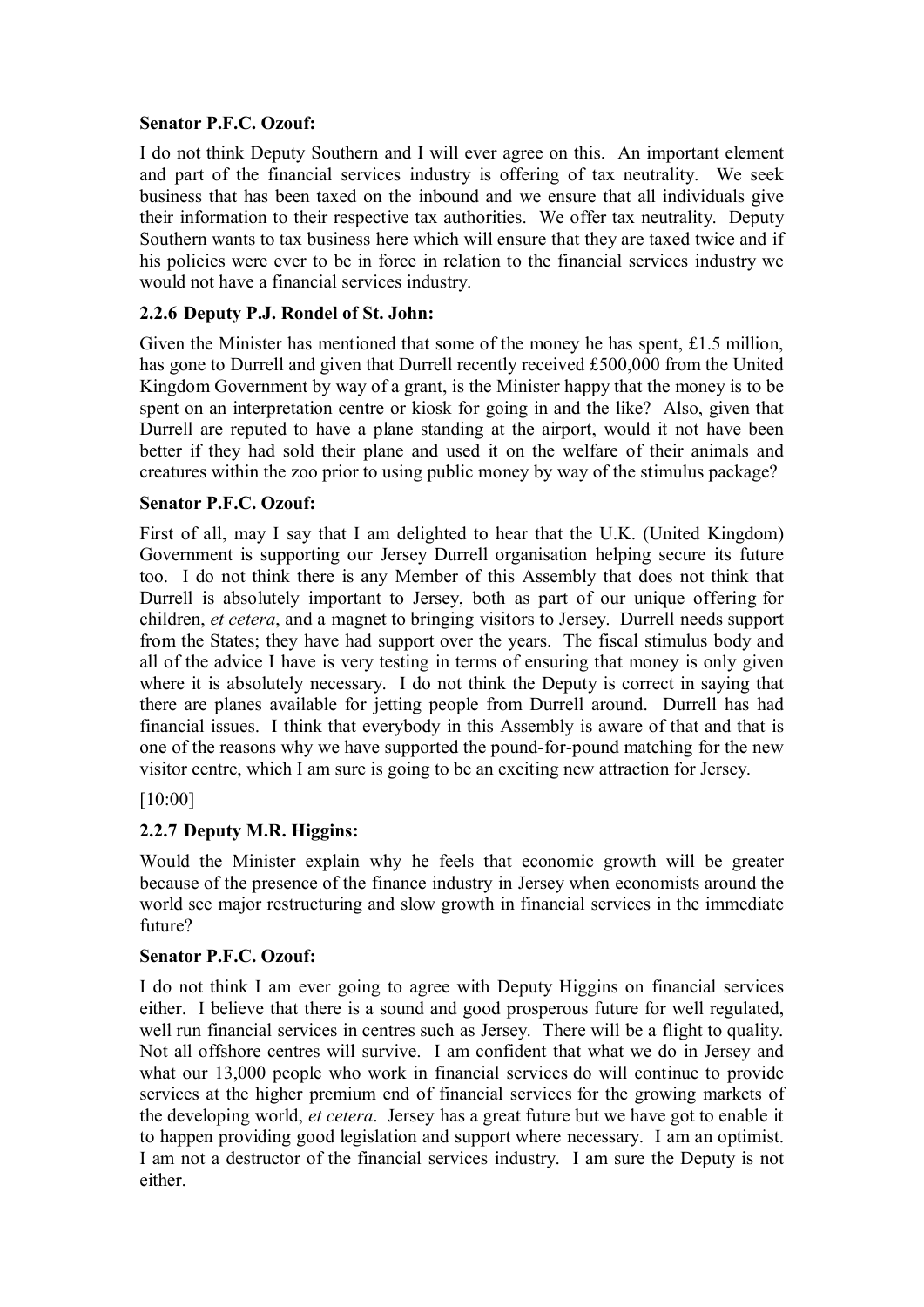**Senator P.F.C. Ozouf:**

I do not think Deputy Southern and I will ever agree on this. An important element and part of the financial services industry is offering of tax neutrality. We seek business that has been taxed on the inbound and we ensure that all individuals give their information to their respective tax authorities. We offer tax neutrality. Deputy Southern wants to tax business here which will ensure that they are taxed twice and if his policies were ever to be in force in relation to the financial services industry we would not have a financial services industry.

### 2.2.6 Deputy P.J. Rondel of St. John:

Given the Minister has mentioned that some of the money he has spent, £1.5 million, has gone to Durrell and given that Durrell recently received £500,000 from the United Kingdom Government by way of a grant, is the Minister happy that the money is to be spent on an interpretation centre or kiosk for going in and the like? Also, given that Durrell are reputed to have a plane standing at the airport, would it not have been better if they had sold their plane and used it on the welfare of their animals and creatures within the zoo prior to using public money by way of the stimulus package?

**Senator P.F.C. Ozouf:**

First of all, may I say that I am delighted to hear that the U.K. (United Kingdom) Government is supporting our Jersey Durrell organisation helping secure its future too. I do not think there is any Member of this Assembly that does not think that Durrell is absolutely important to Jersey, both as part of our unique offering for children, *et cetera*, and a magnet to bringing visitors to Jersey. Durrell needs support from the States; they have had support over the years. The fiscal stimulus body and all of the advice I have is very testing in terms of ensuring that money is only given where it is absolutely necessary. I do not think the Deputy is correct in saying that there are planes available for jetting people from Durrell around. Durrell has had financial issues. I think that everybody in this Assembly is aware of that and that is one of the reasons why we have supported the pound-for-pound matching for the new visitor centre, which I am sure is going to be an exciting new attraction for Jersey.

[10:00]

### 2.2.7 Deputy M.R. Higgins:

Would the Minister explain why he feels that economic growth will be greater because of the presence of the finance industry in Jersey when economists around the world see major restructuring and slow growth in financial services in the immediate future?

**Senator P.F.C. Ozouf:**

I do not think I am ever going to agree with Deputy Higgins on financial services either. I believe that there is a sound and good prosperous future for well regulated, well run financial services in centres such as Jersey. There will be a flight to quality. Not all offshore centres will survive. I am confident that what we do in Jersey and what our 13,000 people who work in financial services do will continue to provide services at the higher premium end of financial services for the growing markets of the developing world, *et cetera*. Jersey has a great future but we have got to enable it to happen providing good legislation and support where necessary. I am an optimist. I am not a destructor of the financial services industry. I am sure the Deputy is not either.